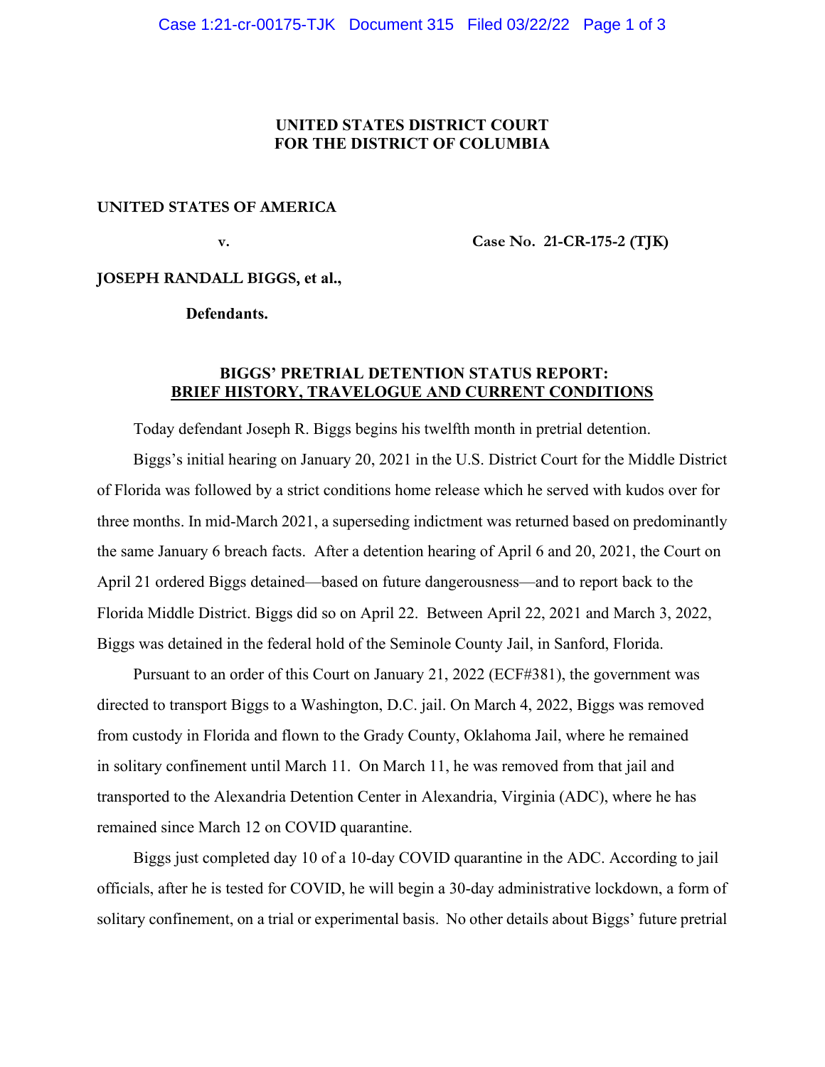**UNITED STATES DISTRICT COURT**
**FOR THE DISTRICT OF COLUMBIA**

**UNITED STATES OF AMERICA**

**v.** **Case No. 21-CR-175-2 (TJK)**

**JOSEPH RANDALL BIGGS, et al.,**

**Defendants.**

**BIGGS' PRETRIAL DETENTION STATUS REPORT:**
**BRIEF HISTORY, TRAVELOGUE AND CURRENT CONDITIONS**

Today defendant Joseph R. Biggs begins his twelfth month in pretrial detention.

Biggs's initial hearing on January 20, 2021 in the U.S. District Court for the Middle District of Florida was followed by a strict conditions home release which he served with kudos over for three months. In mid-March 2021, a superseding indictment was returned based on predominantly the same January 6 breach facts. After a detention hearing of April 6 and 20, 2021, the Court on April 21 ordered Biggs detained—based on future dangerousness—and to report back to the Florida Middle District. Biggs did so on April 22. Between April 22, 2021 and March 3, 2022, Biggs was detained in the federal hold of the Seminole County Jail, in Sanford, Florida.

Pursuant to an order of this Court on January 21, 2022 (ECF#381), the government was directed to transport Biggs to a Washington, D.C. jail. On March 4, 2022, Biggs was removed from custody in Florida and flown to the Grady County, Oklahoma Jail, where he remained in solitary confinement until March 11. On March 11, he was removed from that jail and transported to the Alexandria Detention Center in Alexandria, Virginia (ADC), where he has remained since March 12 on COVID quarantine.

Biggs just completed day 10 of a 10-day COVID quarantine in the ADC. According to jail officials, after he is tested for COVID, he will begin a 30-day administrative lockdown, a form of solitary confinement, on a trial or experimental basis. No other details about Biggs' future pretrial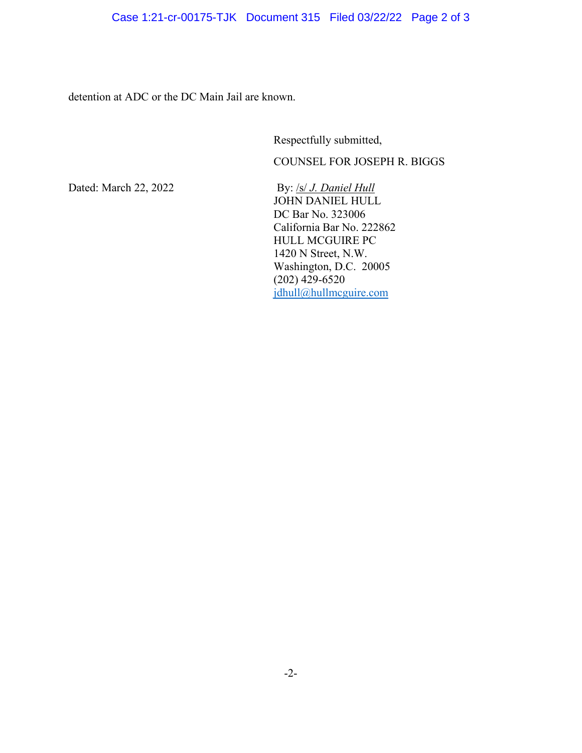detention at ADC or the DC Main Jail are known.

Respectfully submitted,

COUNSEL FOR JOSEPH R. BIGGS

Dated: March 22, 2022

By: /s/ *J. Daniel Hull*
JOHN DANIEL HULL
DC Bar No. 323006
California Bar No. 222862
HULL MCGUIRE PC
1420 N Street, N.W.
Washington, D.C. 20005
(202) 429-6520
jdhull@hullmcguire.com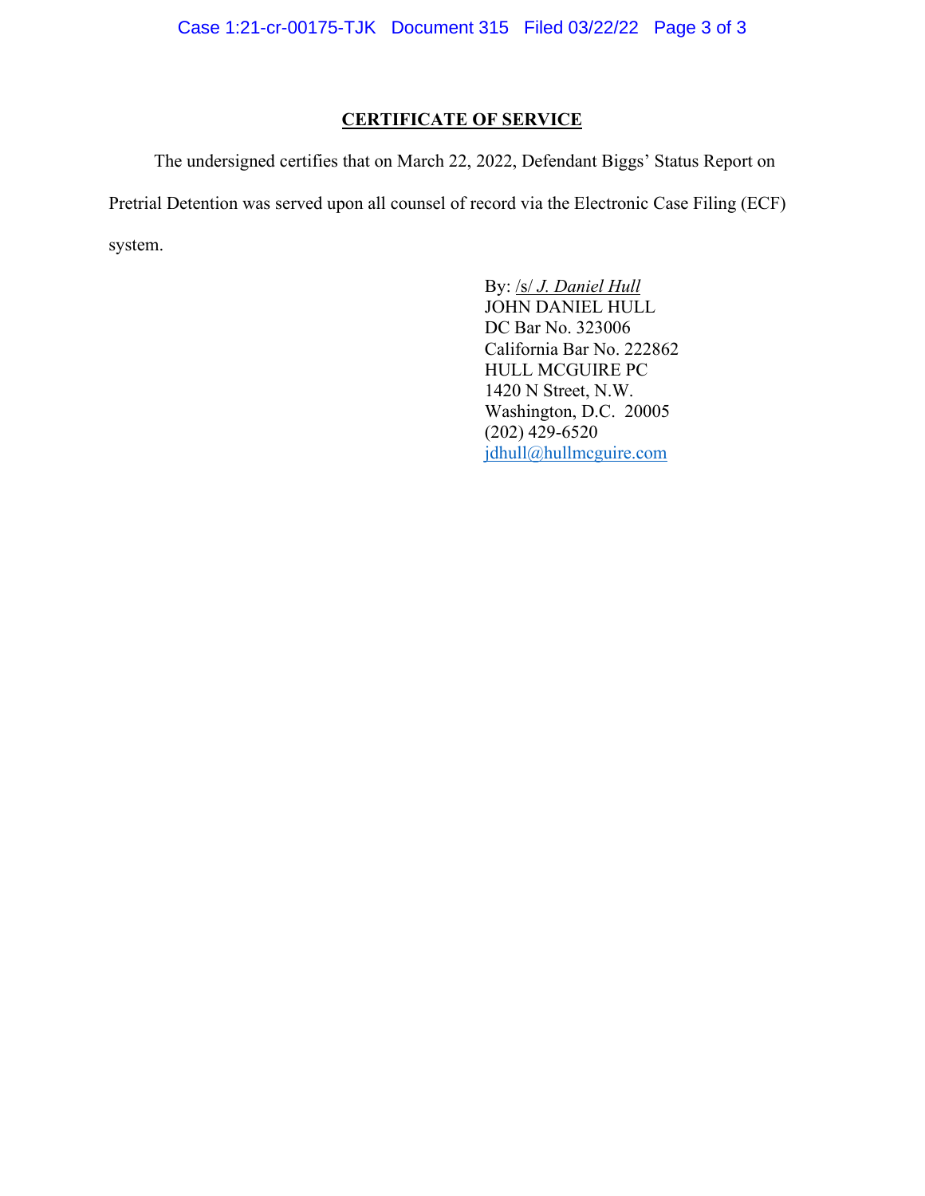## CERTIFICATE OF SERVICE

The undersigned certifies that on March 22, 2022, Defendant Biggs' Status Report on Pretrial Detention was served upon all counsel of record via the Electronic Case Filing (ECF) system.

By: /s/ *J. Daniel Hull*
JOHN DANIEL HULL
DC Bar No. 323006
California Bar No. 222862
HULL MCGUIRE PC
1420 N Street, N.W.
Washington, D.C. 20005
(202) 429-6520
jdhull@hullmcguire.com